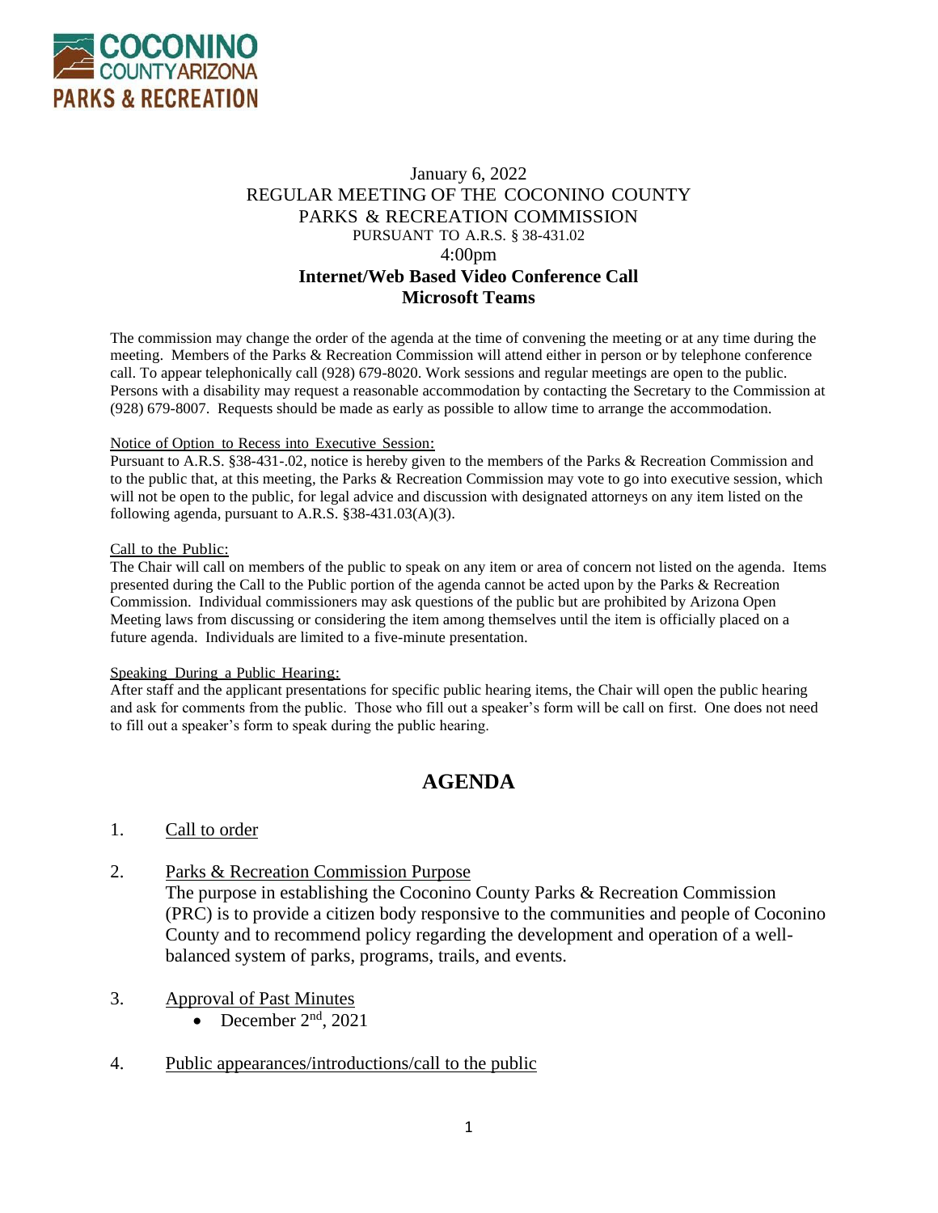January 6, 2022

REGULAR MEETING OF THE COCONINO COUNTY PARKS & RECREATION COMMISSION

PURSUANT TO A.R.S. § 38-431.02

4:00pm

**Internet/Web Based Video Conference Call**

**Microsoft Teams**

The commission may change the order of the agenda at the time of convening the meeting or at any time during the meeting. Members of the Parks & Recreation Commission will attend either in person or by telephone conference call. To appear telephonically call (928) 679-8020. Work sessions and regular meetings are open to the public. Persons with a disability may request a reasonable accommodation by contacting the Secretary to the Commission at (928) 679-8007. Requests should be made as early as possible to allow time to arrange the accommodation.

Notice of Option to Recess into Executive Session:

Pursuant to A.R.S. §38-431-.02, notice is hereby given to the members of the Parks & Recreation Commission and to the public that, at this meeting, the Parks & Recreation Commission may vote to go into executive session, which will not be open to the public, for legal advice and discussion with designated attorneys on any item listed on the following agenda, pursuant to A.R.S. §38-431.03(A)(3).

Call to the Public:

The Chair will call on members of the public to speak on any item or area of concern not listed on the agenda. Items presented during the Call to the Public portion of the agenda cannot be acted upon by the Parks & Recreation Commission. Individual commissioners may ask questions of the public but are prohibited by Arizona Open Meeting laws from discussing or considering the item among themselves until the item is officially placed on a future agenda. Individuals are limited to a five-minute presentation.

Speaking During a Public Hearing:

After staff and the applicant presentations for specific public hearing items, the Chair will open the public hearing and ask for comments from the public. Those who fill out a speaker's form will be call on first. One does not need to fill out a speaker's form to speak during the public hearing.

## AGENDA

1. Call to order

2. Parks & Recreation Commission Purpose
   The purpose in establishing the Coconino County Parks & Recreation Commission (PRC) is to provide a citizen body responsive to the communities and people of Coconino County and to recommend policy regarding the development and operation of a well-balanced system of parks, programs, trails, and events.

3. Approval of Past Minutes
   - December 2nd, 2021

4. Public appearances/introductions/call to the public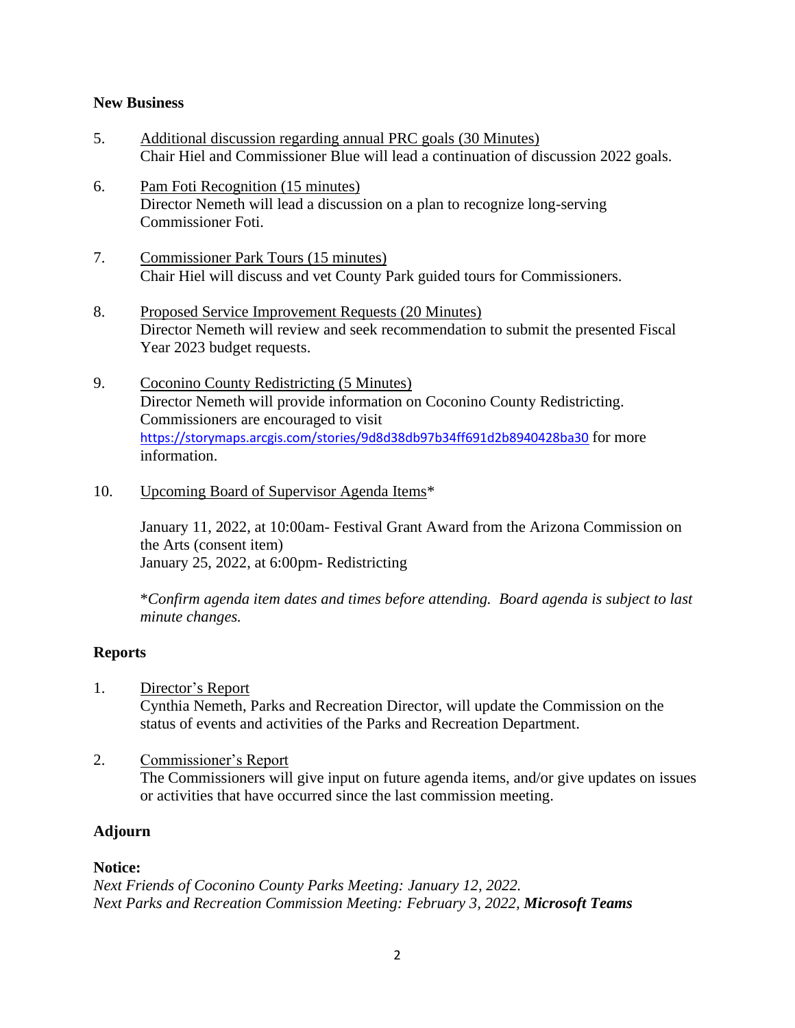## New Business

5. Additional discussion regarding annual PRC goals (30 Minutes)
   Chair Hiel and Commissioner Blue will lead a continuation of discussion 2022 goals.

6. Pam Foti Recognition (15 minutes)
   Director Nemeth will lead a discussion on a plan to recognize long-serving Commissioner Foti.

7. Commissioner Park Tours (15 minutes)
   Chair Hiel will discuss and vet County Park guided tours for Commissioners.

8. Proposed Service Improvement Requests (20 Minutes)
   Director Nemeth will review and seek recommendation to submit the presented Fiscal Year 2023 budget requests.

9. Coconino County Redistricting (5 Minutes)
   Director Nemeth will provide information on Coconino County Redistricting. Commissioners are encouraged to visit https://storymaps.arcgis.com/stories/9d8d38db97b34ff691d2b8940428ba30 for more information.

10. Upcoming Board of Supervisor Agenda Items*

    January 11, 2022, at 10:00am- Festival Grant Award from the Arizona Commission on the Arts (consent item)
    January 25, 2022, at 6:00pm- Redistricting

    **Confirm agenda item dates and times before attending. Board agenda is subject to last minute changes.*

## Reports

1. Director's Report
   Cynthia Nemeth, Parks and Recreation Director, will update the Commission on the status of events and activities of the Parks and Recreation Department.

2. Commissioner's Report
   The Commissioners will give input on future agenda items, and/or give updates on issues or activities that have occurred since the last commission meeting.

## Adjourn

**Notice:**
*Next Friends of Coconino County Parks Meeting: January 12, 2022.*
*Next Parks and Recreation Commission Meeting: February 3, 2022,* ***Microsoft Teams***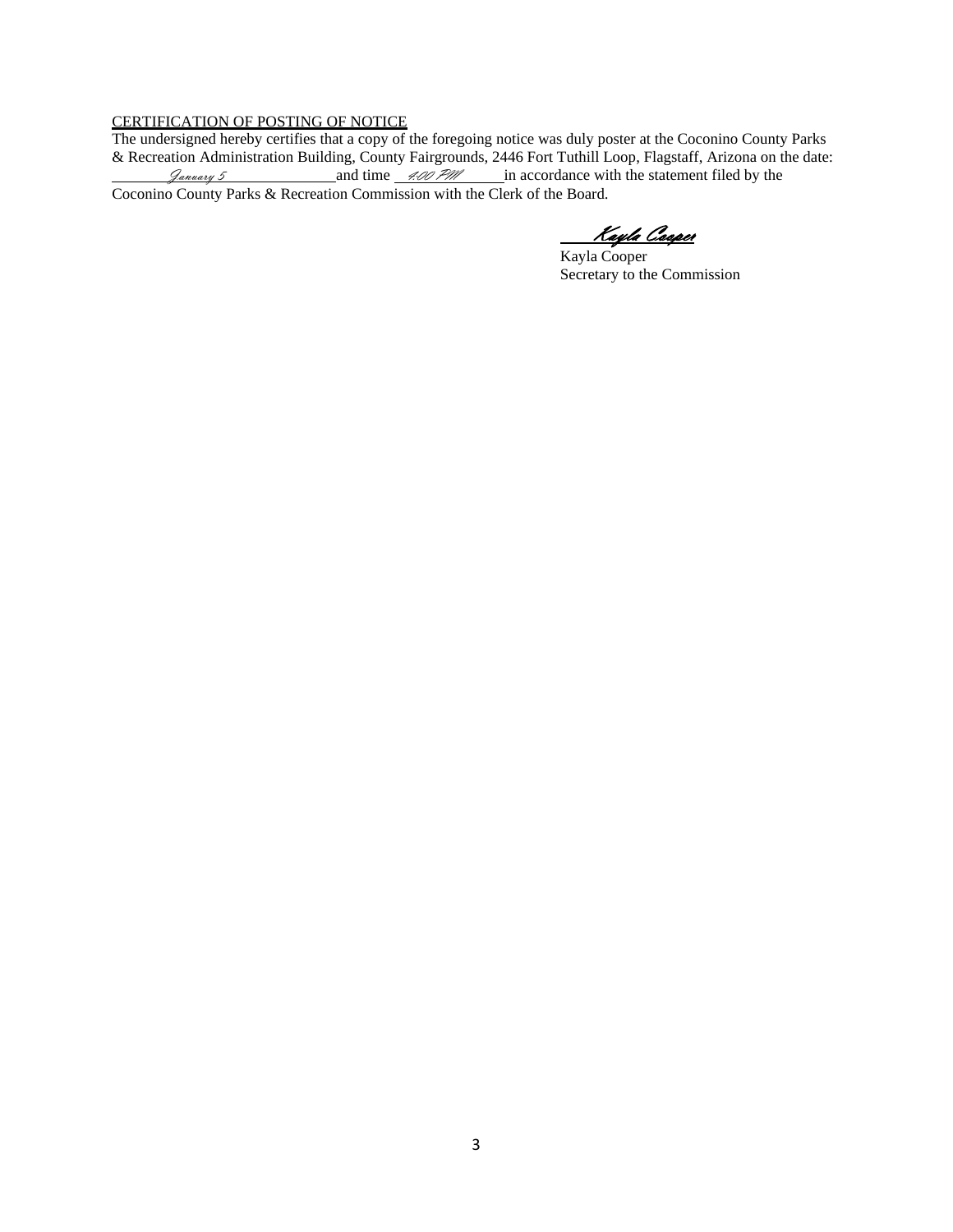<u>CERTIFICATION OF POSTING OF NOTICE</u>

The undersigned hereby certifies that a copy of the foregoing notice was duly poster at the Coconino County Parks & Recreation Administration Building, County Fairgrounds, 2446 Fort Tuthill Loop, Flagstaff, Arizona on the date: ________*January 5*________ and time ___*4:00 PM*___ in accordance with the statement filed by the Coconino County Parks & Recreation Commission with the Clerk of the Board.

*Kayla Cooper*

Kayla Cooper
Secretary to the Commission